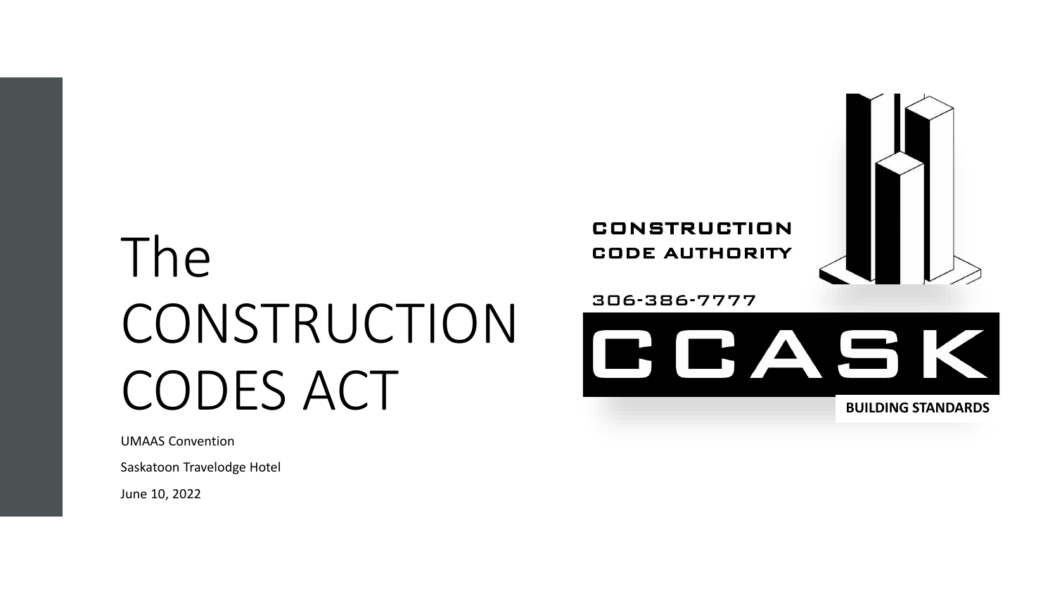# The CONSTRUCTION CODES ACT

UMAAS Convention

Saskatoon Travelodge Hotel

June 10, 2022

CONSTRUCTION CODE AUTHORITY

306-386-7777

CCASK

BUILDING STANDARDS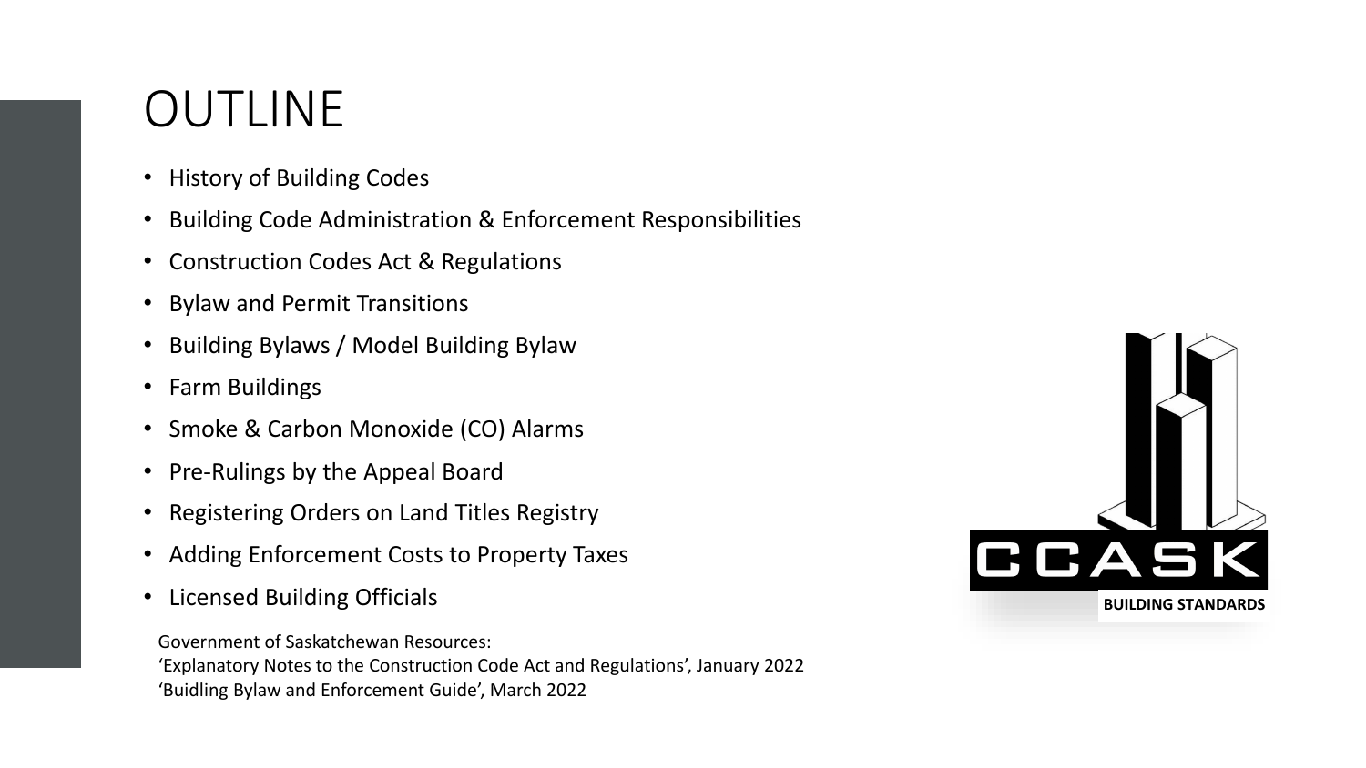# OUTLINE

- History of Building Codes
- Building Code Administration & Enforcement Responsibilities
- Construction Codes Act & Regulations
- Bylaw and Permit Transitions
- Building Bylaws / Model Building Bylaw
- Farm Buildings
- Smoke & Carbon Monoxide (CO) Alarms
- Pre-Rulings by the Appeal Board
- Registering Orders on Land Titles Registry
- Adding Enforcement Costs to Property Taxes
- Licensed Building Officials

Government of Saskatchewan Resources:
'Explanatory Notes to the Construction Code Act and Regulations', January 2022
'Buidling Bylaw and Enforcement Guide', March 2022

CCASK
BUILDING STANDARDS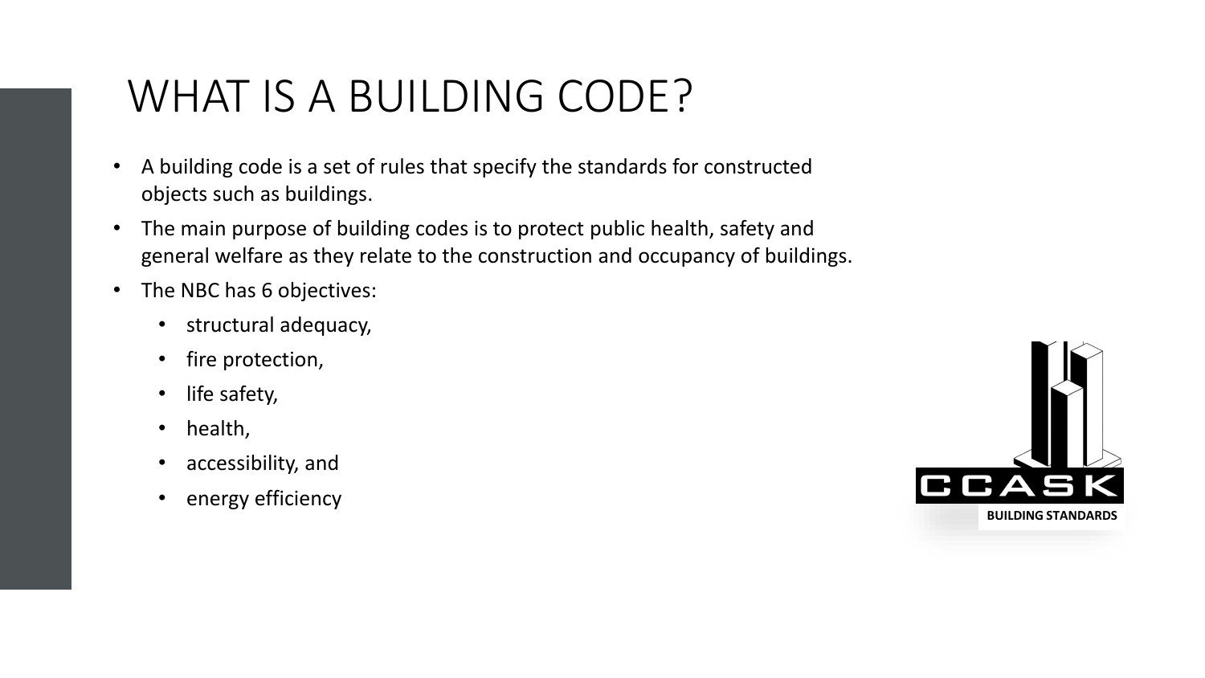# WHAT IS A BUILDING CODE?

- A building code is a set of rules that specify the standards for constructed objects such as buildings.
- The main purpose of building codes is to protect public health, safety and general welfare as they relate to the construction and occupancy of buildings.
- The NBC has 6 objectives:
  - structural adequacy,
  - fire protection,
  - life safety,
  - health,
  - accessibility, and
  - energy efficiency

CCASK

BUILDING STANDARDS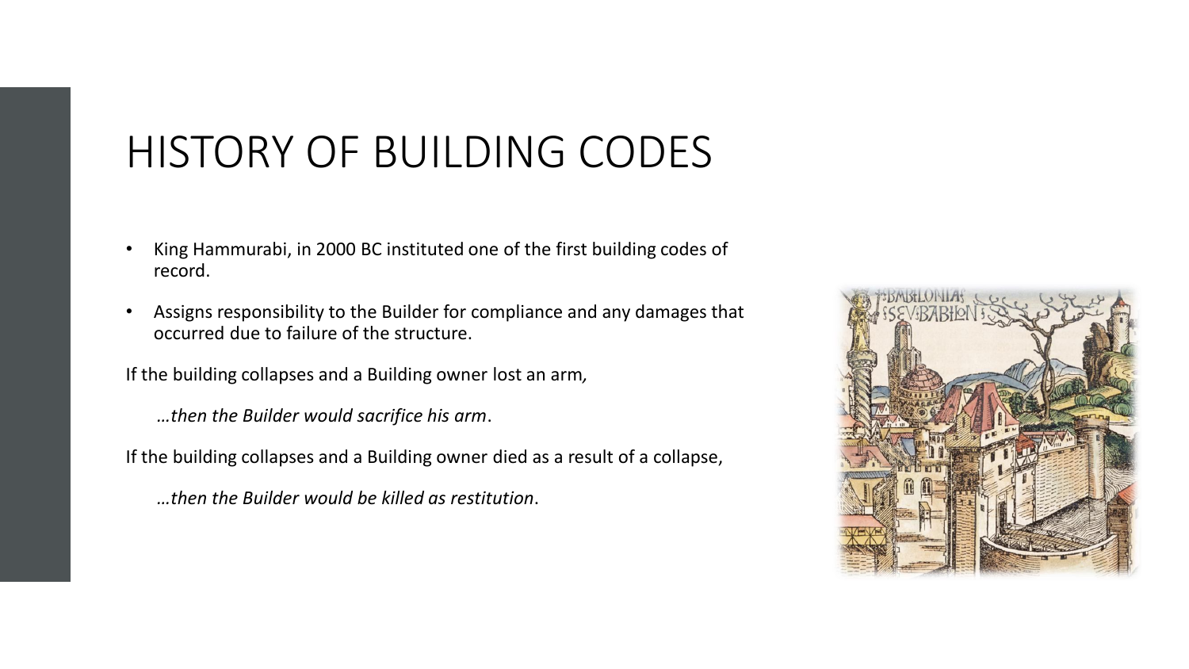# HISTORY OF BUILDING CODES

- King Hammurabi, in 2000 BC instituted one of the first building codes of record.
- Assigns responsibility to the Builder for compliance and any damages that occurred due to failure of the structure.

If the building collapses and a Building owner lost an arm,

*…then the Builder would sacrifice his arm*.

If the building collapses and a Building owner died as a result of a collapse,

*…then the Builder would be killed as restitution*.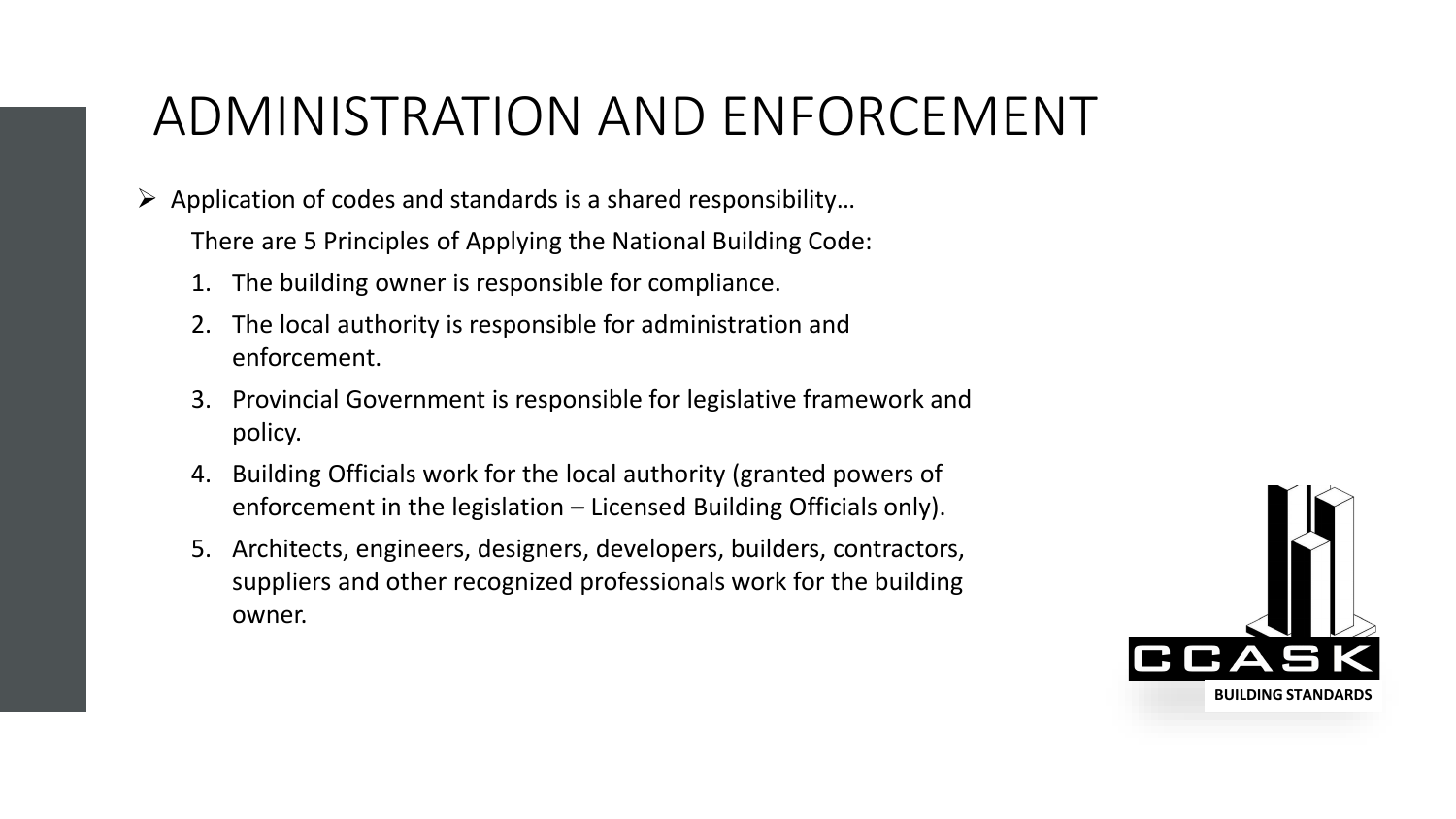# ADMINISTRATION AND ENFORCEMENT

- Application of codes and standards is a shared responsibility…

  There are 5 Principles of Applying the National Building Code:

  1. The building owner is responsible for compliance.
  2. The local authority is responsible for administration and enforcement.
  3. Provincial Government is responsible for legislative framework and policy.
  4. Building Officials work for the local authority (granted powers of enforcement in the legislation – Licensed Building Officials only).
  5. Architects, engineers, designers, developers, builders, contractors, suppliers and other recognized professionals work for the building owner.

CCASK BUILDING STANDARDS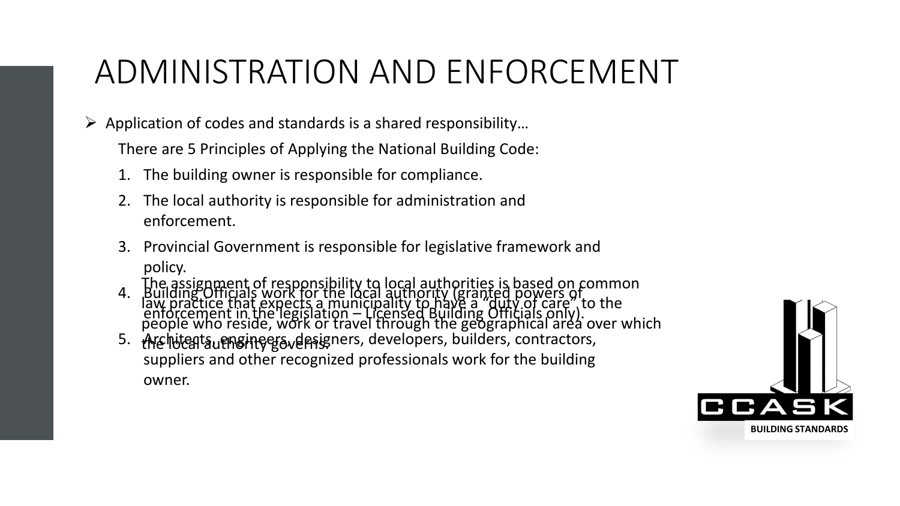# ADMINISTRATION AND ENFORCEMENT

- Application of codes and standards is a shared responsibility…

  There are 5 Principles of Applying the National Building Code:

  1. The building owner is responsible for compliance.
  2. The local authority is responsible for administration and enforcement.
  3. Provincial Government is responsible for legislative framework and policy.
  4. Building Officials work for the local authority (granted powers of enforcement in the legislation – Licensed Building Officials only).
  5. Architects, engineers, designers, developers, builders, contractors, suppliers and other recognized professionals work for the building owner.

  The assignment of responsibility to local authorities is based on common law practice that expects a municipality to have a "duty of care" to the people who reside, work or travel through the geographical area over which the local authority governs.

CCASK

BUILDING STANDARDS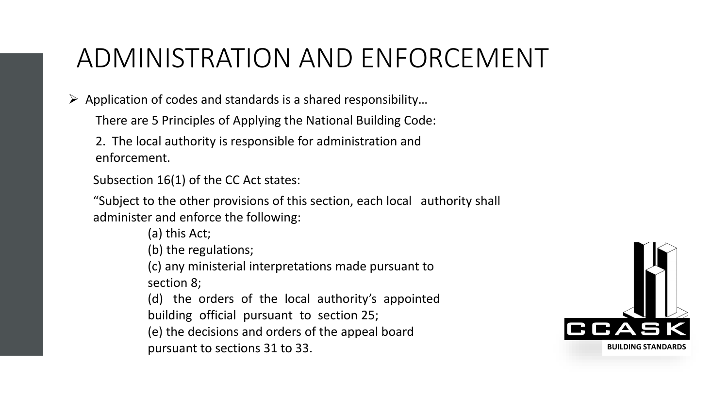# ADMINISTRATION AND ENFORCEMENT

- Application of codes and standards is a shared responsibility…

  There are 5 Principles of Applying the National Building Code:

  2. The local authority is responsible for administration and enforcement.

  Subsection 16(1) of the CC Act states:

  "Subject to the other provisions of this section, each local authority shall administer and enforce the following:

  (a) this Act;
  (b) the regulations;
  (c) any ministerial interpretations made pursuant to section 8;
  (d) the orders of the local authority's appointed building official pursuant to section 25;
  (e) the decisions and orders of the appeal board pursuant to sections 31 to 33.

CCASK
BUILDING STANDARDS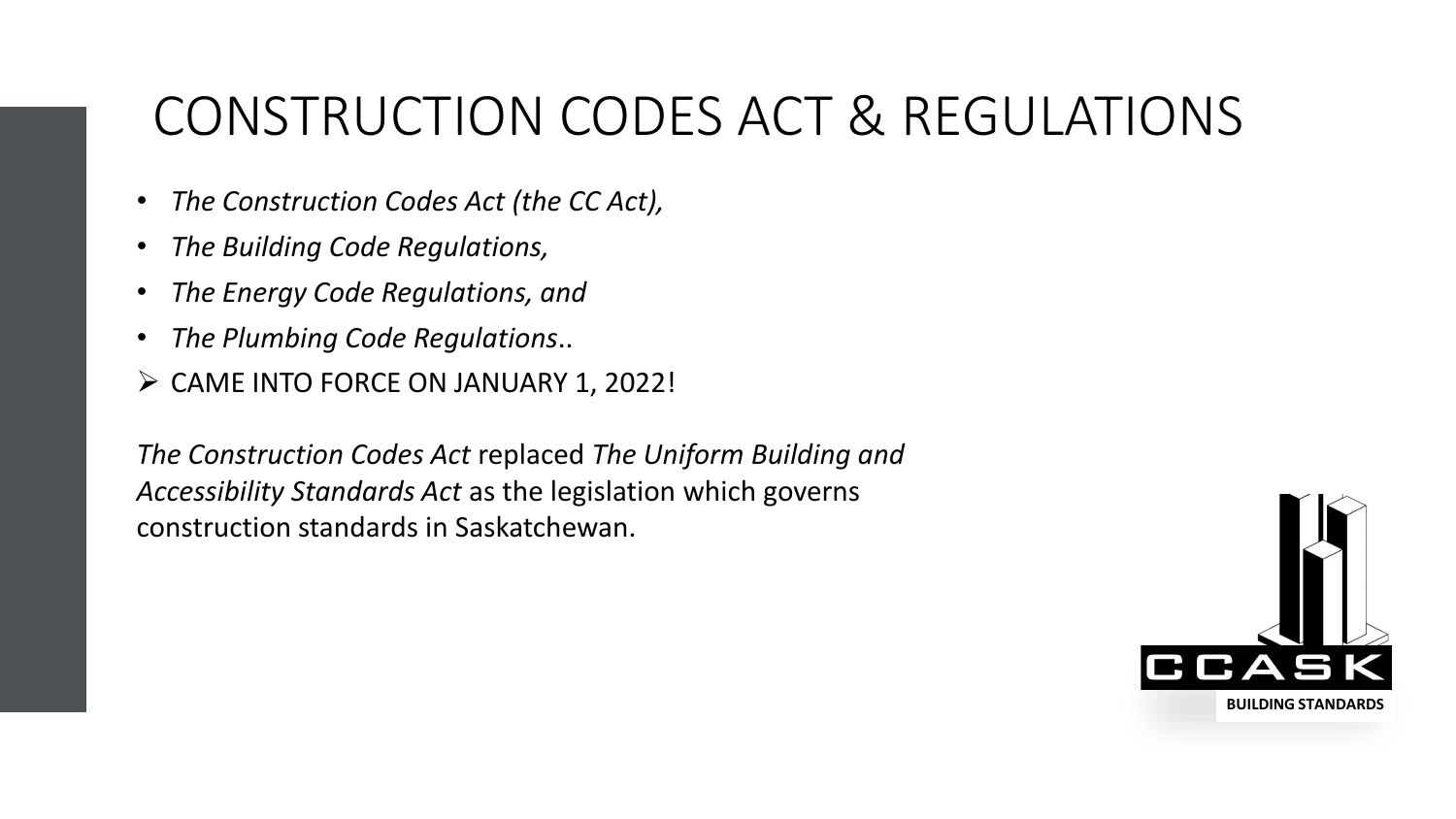# CONSTRUCTION CODES ACT & REGULATIONS

- *The Construction Codes Act (the CC Act),*
- *The Building Code Regulations,*
- *The Energy Code Regulations, and*
- *The Plumbing Code Regulations*..

➢ CAME INTO FORCE ON JANUARY 1, 2022!

*The Construction Codes Act* replaced *The Uniform Building and Accessibility Standards Act* as the legislation which governs construction standards in Saskatchewan.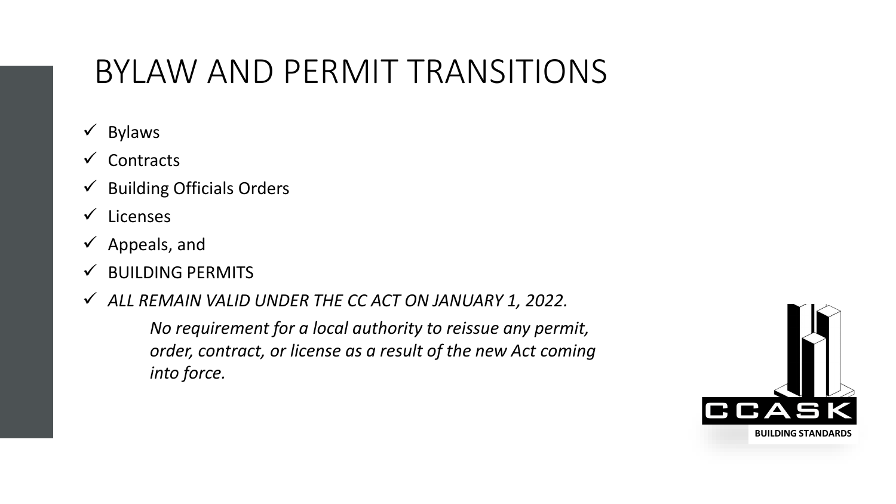# BYLAW AND PERMIT TRANSITIONS

- ✓ Bylaws
- ✓ Contracts
- ✓ Building Officials Orders
- ✓ Licenses
- ✓ Appeals, and
- ✓ BUILDING PERMITS
- ✓ *ALL REMAIN VALID UNDER THE CC ACT ON JANUARY 1, 2022.*

  *No requirement for a local authority to reissue any permit, order, contract, or license as a result of the new Act coming into force.*

CCASK
BUILDING STANDARDS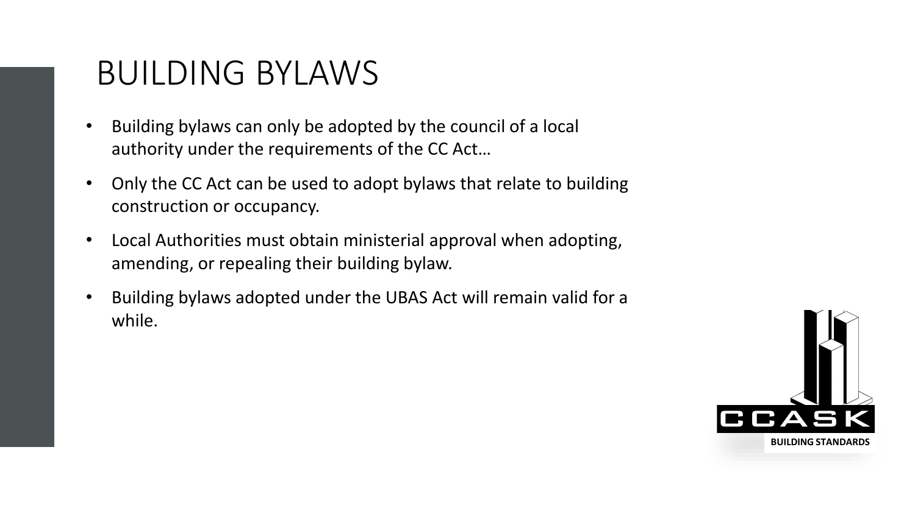# BUILDING BYLAWS

- Building bylaws can only be adopted by the council of a local authority under the requirements of the CC Act…
- Only the CC Act can be used to adopt bylaws that relate to building construction or occupancy.
- Local Authorities must obtain ministerial approval when adopting, amending, or repealing their building bylaw.
- Building bylaws adopted under the UBAS Act will remain valid for a while.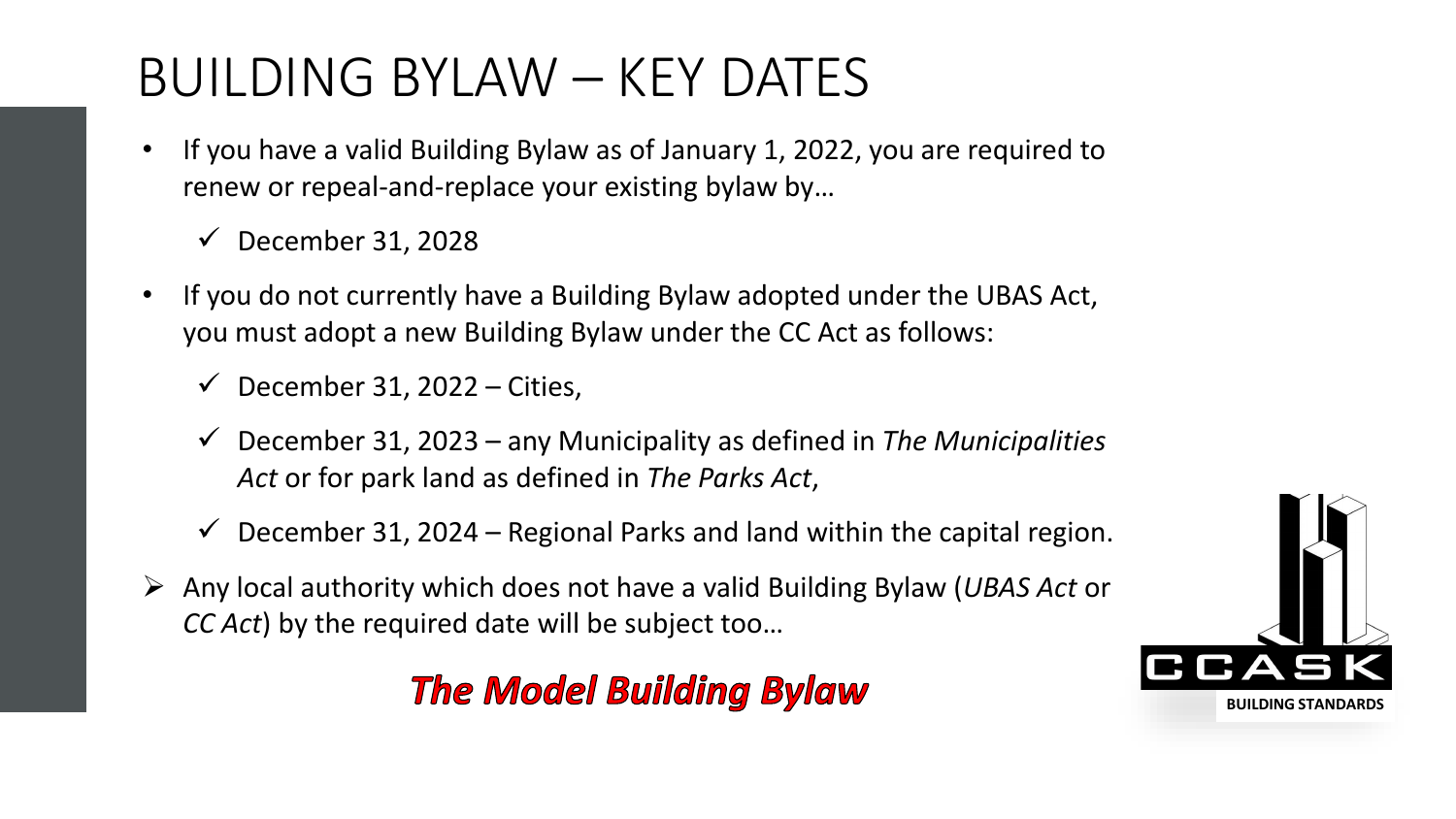# BUILDING BYLAW – KEY DATES

- If you have a valid Building Bylaw as of January 1, 2022, you are required to renew or repeal-and-replace your existing bylaw by…
  - ✓ December 31, 2028
- If you do not currently have a Building Bylaw adopted under the UBAS Act, you must adopt a new Building Bylaw under the CC Act as follows:
  - ✓ December 31, 2022 – Cities,
  - ✓ December 31, 2023 – any Municipality as defined in *The Municipalities Act* or for park land as defined in *The Parks Act*,
  - ✓ December 31, 2024 – Regional Parks and land within the capital region.

➢ Any local authority which does not have a valid Building Bylaw (*UBAS Act* or *CC Act*) by the required date will be subject too…

***The Model Building Bylaw***

CCASK
BUILDING STANDARDS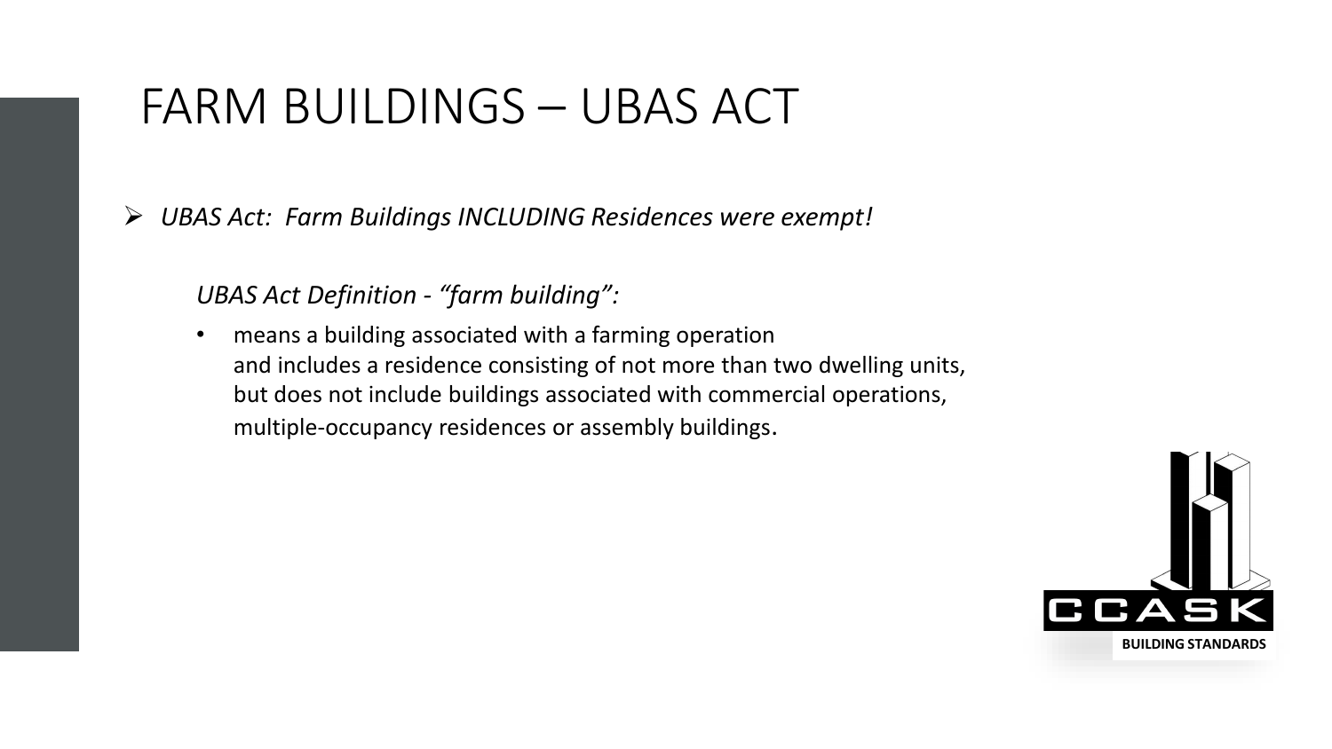# FARM BUILDINGS – UBAS ACT

- *UBAS Act: Farm Buildings INCLUDING Residences were exempt!*

  *UBAS Act Definition - "farm building":*

  - means a building associated with a farming operation and includes a residence consisting of not more than two dwelling units, but does not include buildings associated with commercial operations, multiple-occupancy residences or assembly buildings.

CCASK
BUILDING STANDARDS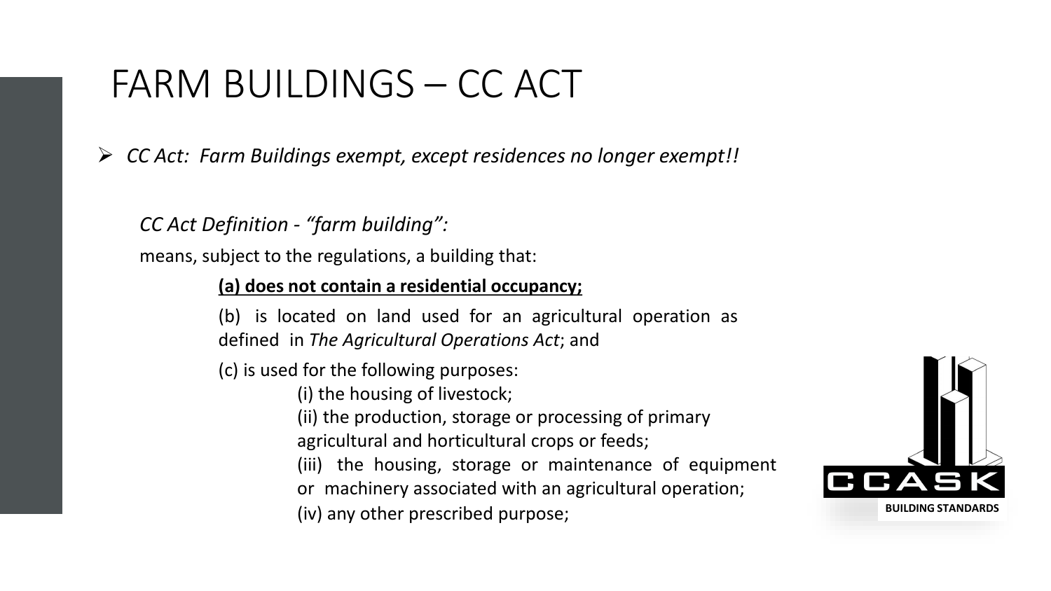# FARM BUILDINGS – CC ACT

- *CC Act: Farm Buildings exempt, except residences no longer exempt!!*

*CC Act Definition - "farm building":*

means, subject to the regulations, a building that:

**(a) does not contain a residential occupancy;**

(b) is located on land used for an agricultural operation as defined in *The Agricultural Operations Act*; and

(c) is used for the following purposes:

(i) the housing of livestock;

(ii) the production, storage or processing of primary agricultural and horticultural crops or feeds;

(iii) the housing, storage or maintenance of equipment or machinery associated with an agricultural operation;

(iv) any other prescribed purpose;

CCASK BUILDING STANDARDS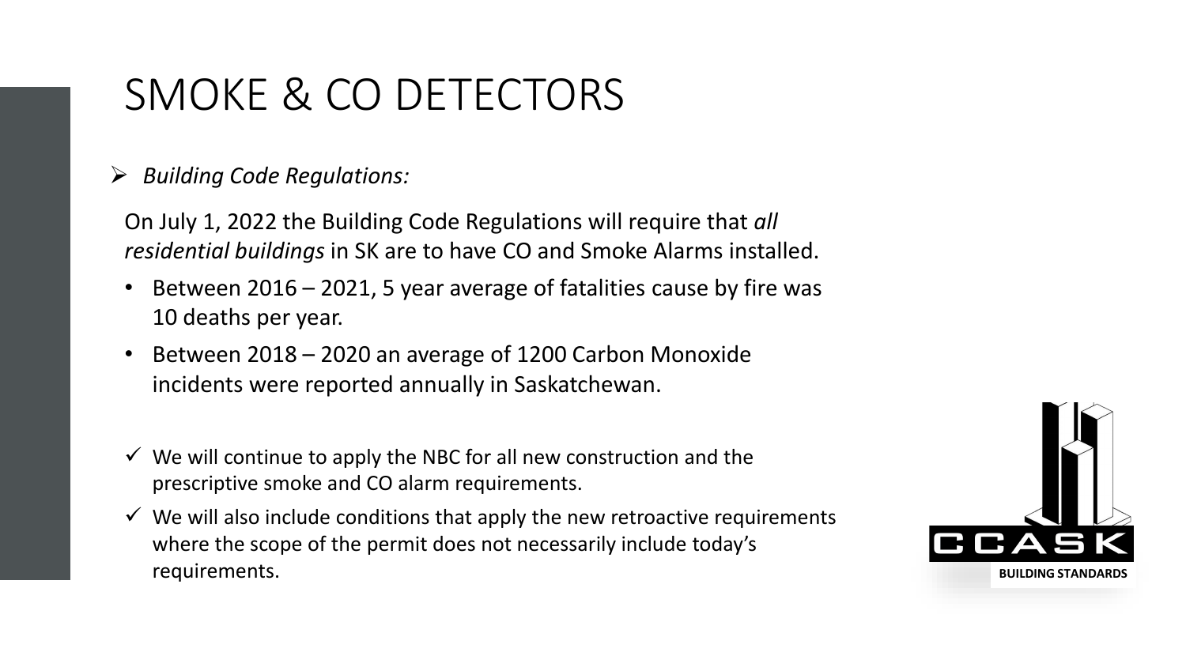# SMOKE & CO DETECTORS

- *Building Code Regulations:*

On July 1, 2022 the Building Code Regulations will require that *all residential buildings* in SK are to have CO and Smoke Alarms installed.

- Between 2016 – 2021, 5 year average of fatalities cause by fire was 10 deaths per year.
- Between 2018 – 2020 an average of 1200 Carbon Monoxide incidents were reported annually in Saskatchewan.

- ✓ We will continue to apply the NBC for all new construction and the prescriptive smoke and CO alarm requirements.
- ✓ We will also include conditions that apply the new retroactive requirements where the scope of the permit does not necessarily include today's requirements.

CCASK BUILDING STANDARDS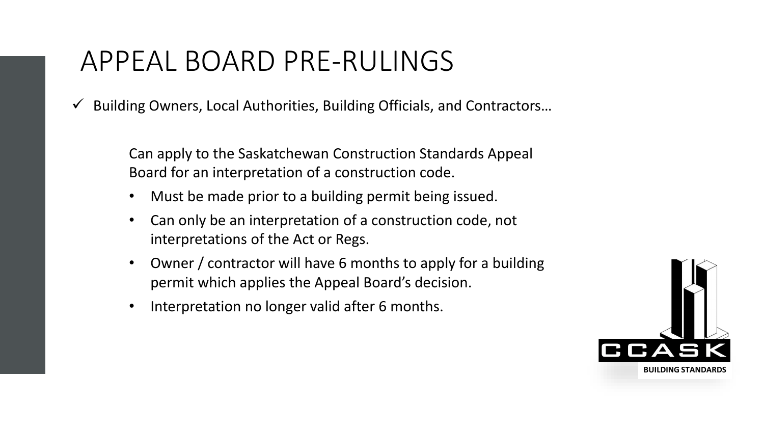# APPEAL BOARD PRE-RULINGS

- ✓ Building Owners, Local Authorities, Building Officials, and Contractors…

  Can apply to the Saskatchewan Construction Standards Appeal Board for an interpretation of a construction code.

  - Must be made prior to a building permit being issued.
  - Can only be an interpretation of a construction code, not interpretations of the Act or Regs.
  - Owner / contractor will have 6 months to apply for a building permit which applies the Appeal Board's decision.
  - Interpretation no longer valid after 6 months.

CCASK BUILDING STANDARDS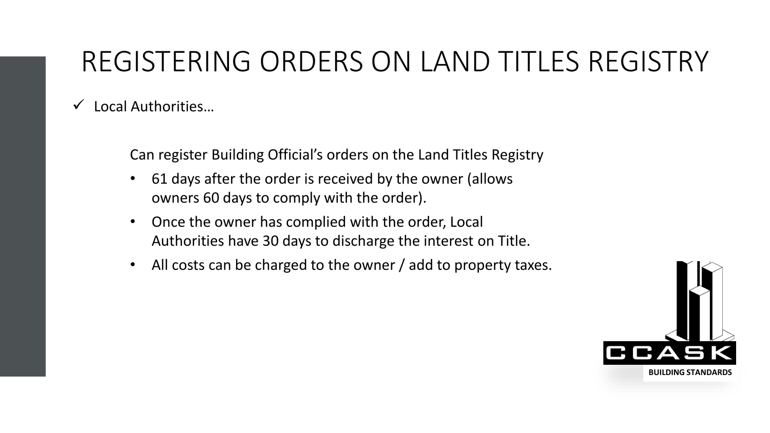# REGISTERING ORDERS ON LAND TITLES REGISTRY

✓ Local Authorities…

Can register Building Official's orders on the Land Titles Registry

- 61 days after the order is received by the owner (allows owners 60 days to comply with the order).
- Once the owner has complied with the order, Local Authorities have 30 days to discharge the interest on Title.
- All costs can be charged to the owner / add to property taxes.

CCASK BUILDING STANDARDS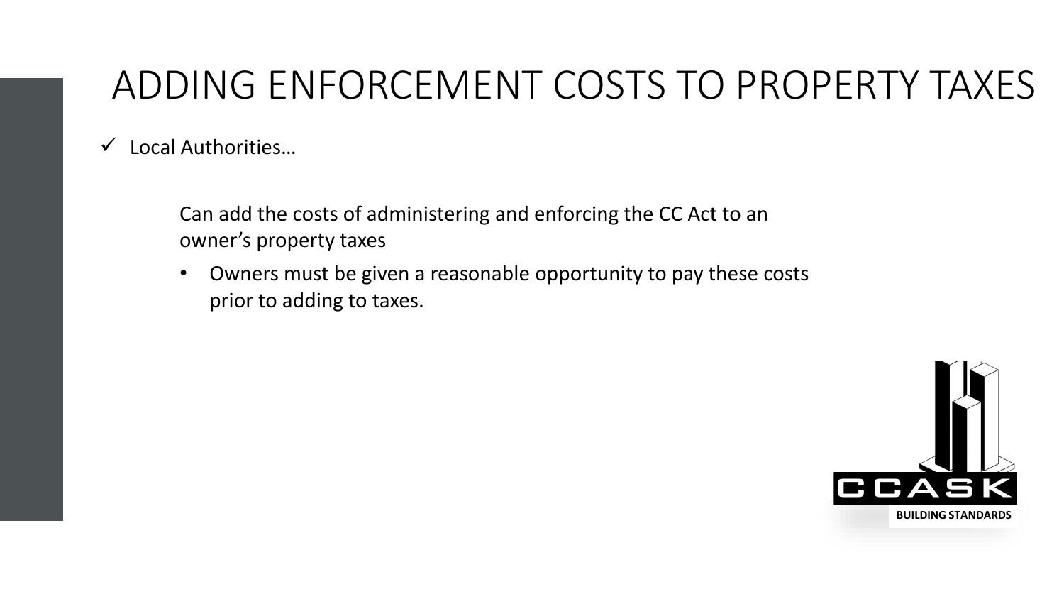# ADDING ENFORCEMENT COSTS TO PROPERTY TAXES

- ✓ Local Authorities…

  Can add the costs of administering and enforcing the CC Act to an owner's property taxes

  - Owners must be given a reasonable opportunity to pay these costs prior to adding to taxes.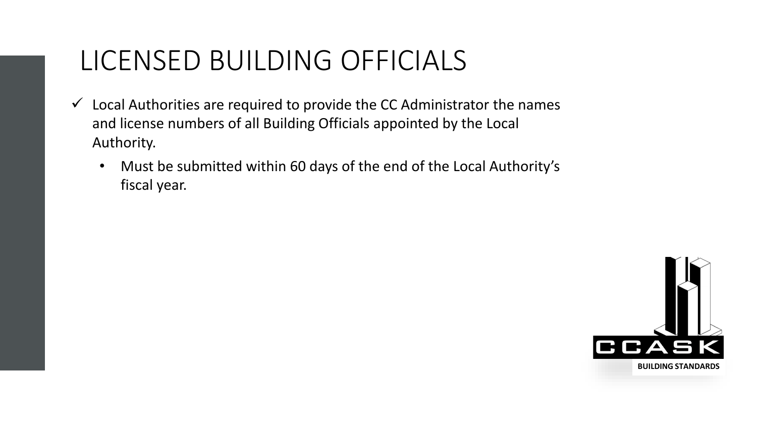# LICENSED BUILDING OFFICIALS

- ✓ Local Authorities are required to provide the CC Administrator the names and license numbers of all Building Officials appointed by the Local Authority.
  - Must be submitted within 60 days of the end of the Local Authority's fiscal year.

CCASK

BUILDING STANDARDS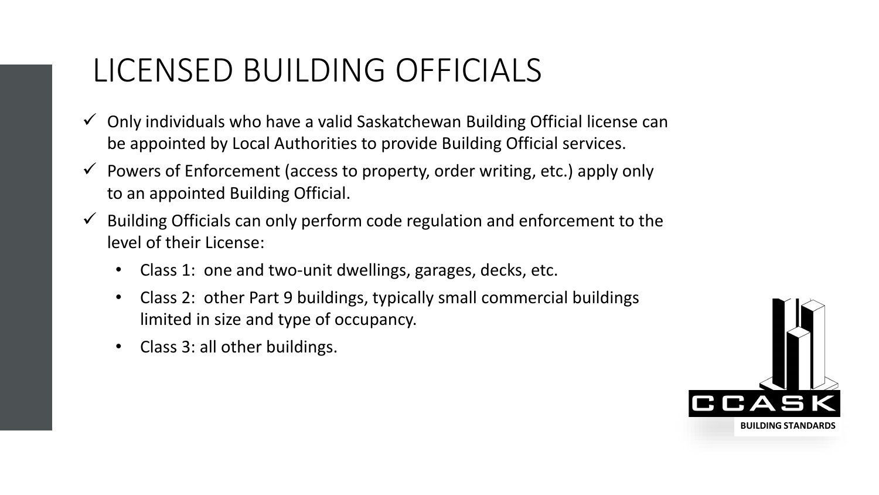# LICENSED BUILDING OFFICIALS

- ✓ Only individuals who have a valid Saskatchewan Building Official license can be appointed by Local Authorities to provide Building Official services.
- ✓ Powers of Enforcement (access to property, order writing, etc.) apply only to an appointed Building Official.
- ✓ Building Officials can only perform code regulation and enforcement to the level of their License:
  - Class 1: one and two-unit dwellings, garages, decks, etc.
  - Class 2: other Part 9 buildings, typically small commercial buildings limited in size and type of occupancy.
  - Class 3: all other buildings.

CCASK
BUILDING STANDARDS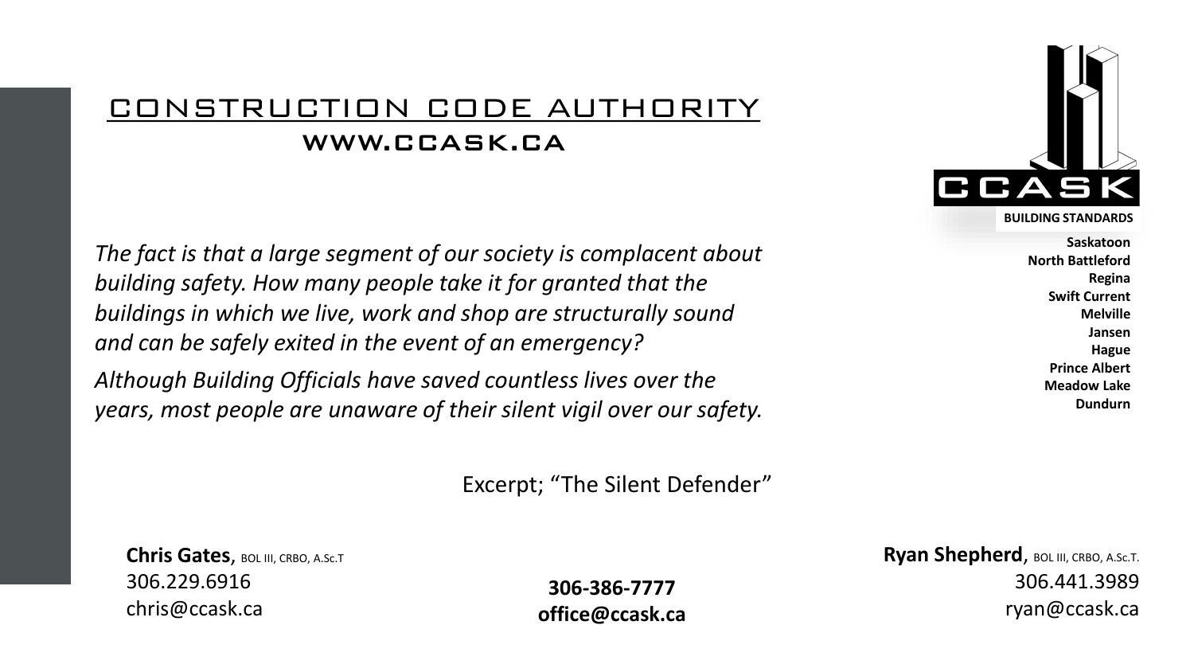# CONSTRUCTION CODE AUTHORITY

**WWW.CCASK.CA**

CCASK

**BUILDING STANDARDS**

**Saskatoon**
**North Battleford**
**Regina**
**Swift Current**
**Melville**
**Jansen**
**Hague**
**Prince Albert**
**Meadow Lake**
**Dundurn**

*The fact is that a large segment of our society is complacent about building safety. How many people take it for granted that the buildings in which we live, work and shop are structurally sound and can be safely exited in the event of an emergency?*

*Although Building Officials have saved countless lives over the years, most people are unaware of their silent vigil over our safety.*

Excerpt; "The Silent Defender"

**Chris Gates**, BOL III, CRBO, A.Sc.T
306.229.6916
chris@ccask.ca

**306-386-7777**
**office@ccask.ca**

**Ryan Shepherd**, BOL III, CRBO, A.Sc.T.
306.441.3989
ryan@ccask.ca